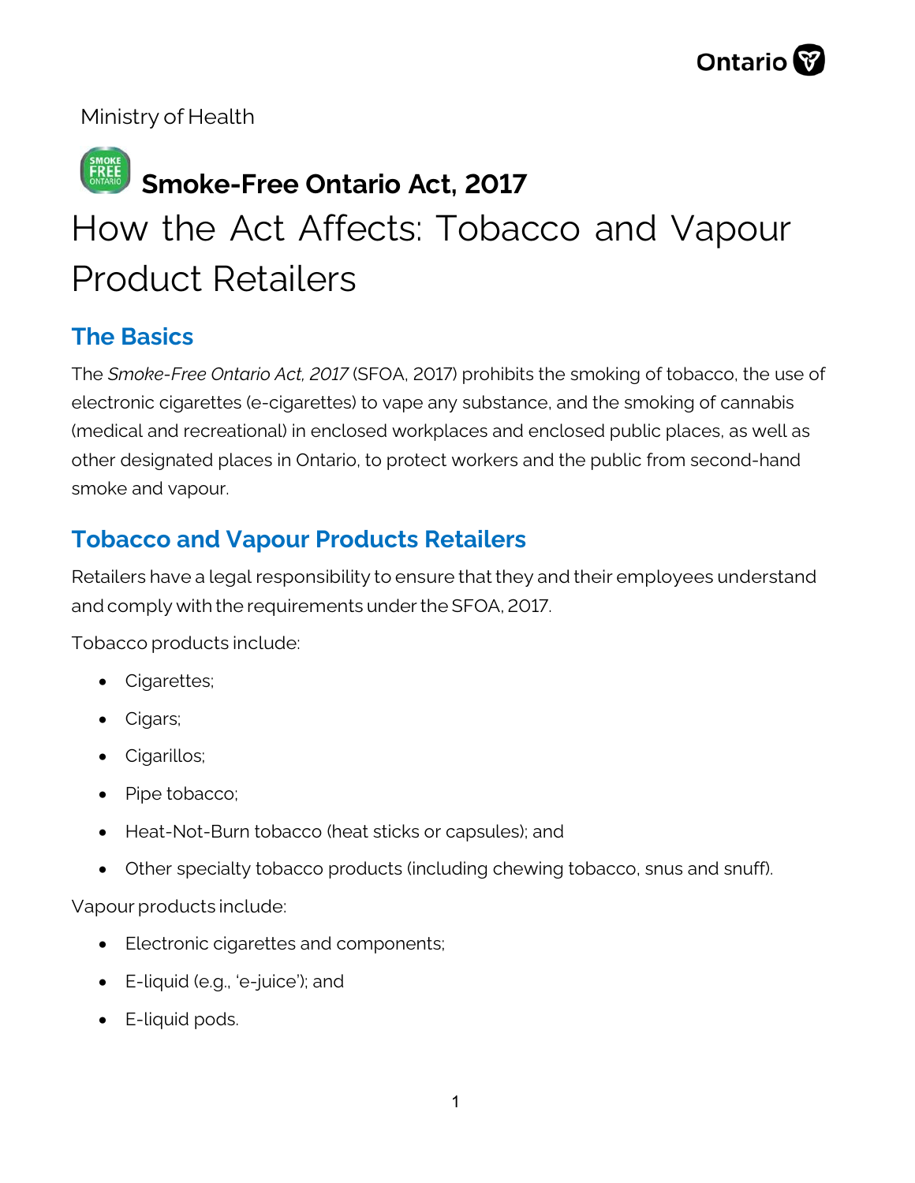Ministry of Health

## Smoke-Free Ontario Act, 2017

# How the Act Affects: Tobacco and Vapour Product Retailers

## The Basics

The *Smoke-Free Ontario Act, 2017* (SFOA, 2017) prohibits the smoking of tobacco, the use of electronic cigarettes (e-cigarettes) to vape any substance, and the smoking of cannabis (medical and recreational) in enclosed workplaces and enclosed public places, as well as other designated places in Ontario, to protect workers and the public from second-hand smoke and vapour.

## Tobacco and Vapour Products Retailers

Retailers have a legal responsibility to ensure that they and their employees understand and comply with the requirements under the SFOA, 2017.

Tobacco products include:

- Cigarettes;
- Cigars;
- Cigarillos;
- Pipe tobacco;
- Heat-Not-Burn tobacco (heat sticks or capsules); and
- Other specialty tobacco products (including chewing tobacco, snus and snuff).

Vapour products include:

- Electronic cigarettes and components;
- E-liquid (e.g., 'e-juice'); and
- E-liquid pods.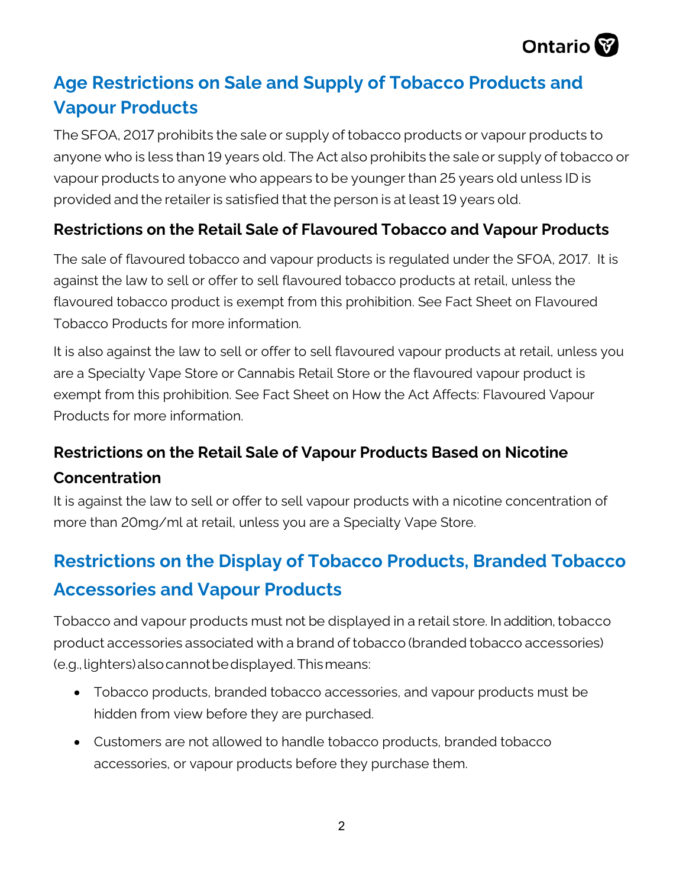## Age Restrictions on Sale and Supply of Tobacco Products and Vapour Products

The SFOA, 2017 prohibits the sale or supply of tobacco products or vapour products to anyone who is less than 19 years old. The Act also prohibits the sale or supply of tobacco or vapour products to anyone who appears to be younger than 25 years old unless ID is provided and the retailer is satisfied that the person is at least 19 years old.

### Restrictions on the Retail Sale of Flavoured Tobacco and Vapour Products

The sale of flavoured tobacco and vapour products is regulated under the SFOA, 2017. It is against the law to sell or offer to sell flavoured tobacco products at retail, unless the flavoured tobacco product is exempt from this prohibition. See Fact Sheet on Flavoured Tobacco Products for more information.

It is also against the law to sell or offer to sell flavoured vapour products at retail, unless you are a Specialty Vape Store or Cannabis Retail Store or the flavoured vapour product is exempt from this prohibition. See Fact Sheet on How the Act Affects: Flavoured Vapour Products for more information.

### Restrictions on the Retail Sale of Vapour Products Based on Nicotine Concentration

It is against the law to sell or offer to sell vapour products with a nicotine concentration of more than 20mg/ml at retail, unless you are a Specialty Vape Store.

## Restrictions on the Display of Tobacco Products, Branded Tobacco Accessories and Vapour Products

Tobacco and vapour products must not be displayed in a retail store. In addition, tobacco product accessories associated with a brand of tobacco (branded tobacco accessories) (e.g., lighters) also cannot be displayed. This means:

- Tobacco products, branded tobacco accessories, and vapour products must be hidden from view before they are purchased.
- Customers are not allowed to handle tobacco products, branded tobacco accessories, or vapour products before they purchase them.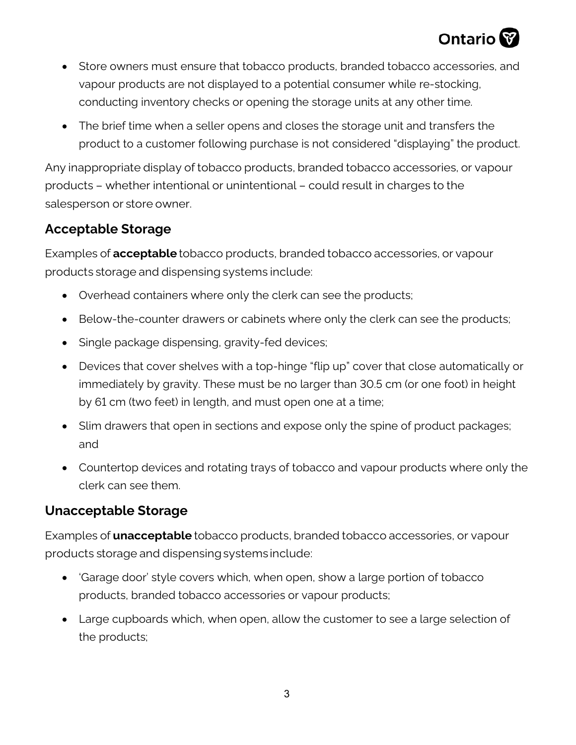- Store owners must ensure that tobacco products, branded tobacco accessories, and vapour products are not displayed to a potential consumer while re-stocking, conducting inventory checks or opening the storage units at any other time.
- The brief time when a seller opens and closes the storage unit and transfers the product to a customer following purchase is not considered "displaying" the product.

Any inappropriate display of tobacco products, branded tobacco accessories, or vapour products – whether intentional or unintentional – could result in charges to the salesperson or store owner.

## Acceptable Storage

Examples of **acceptable** tobacco products, branded tobacco accessories, or vapour products storage and dispensing systems include:

- Overhead containers where only the clerk can see the products;
- Below-the-counter drawers or cabinets where only the clerk can see the products;
- Single package dispensing, gravity-fed devices;
- Devices that cover shelves with a top-hinge "flip up" cover that close automatically or immediately by gravity. These must be no larger than 30.5 cm (or one foot) in height by 61 cm (two feet) in length, and must open one at a time;
- Slim drawers that open in sections and expose only the spine of product packages; and
- Countertop devices and rotating trays of tobacco and vapour products where only the clerk can see them.

## Unacceptable Storage

Examples of **unacceptable** tobacco products, branded tobacco accessories, or vapour products storage and dispensing systems include:

- 'Garage door' style covers which, when open, show a large portion of tobacco products, branded tobacco accessories or vapour products;
- Large cupboards which, when open, allow the customer to see a large selection of the products;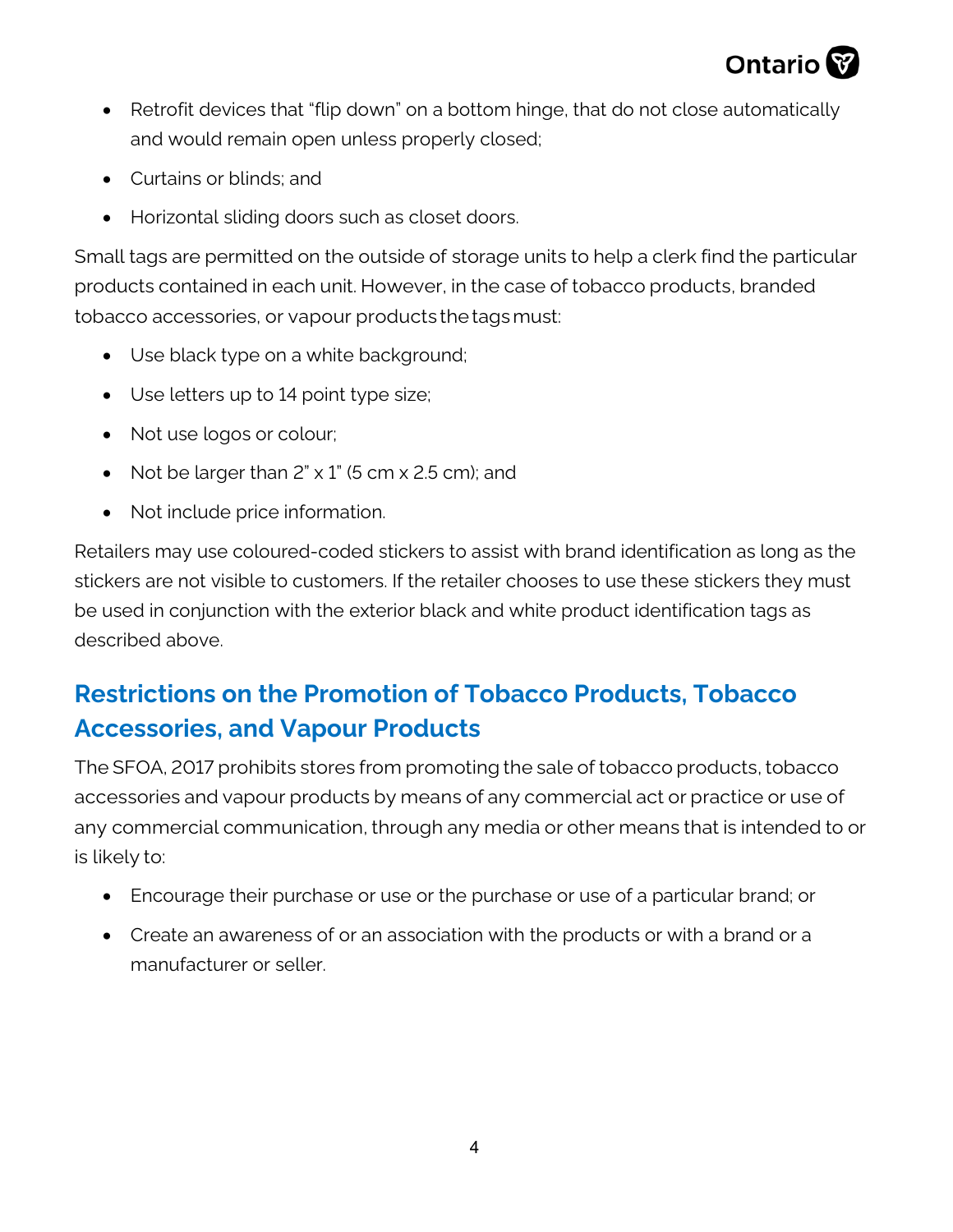- Retrofit devices that "flip down" on a bottom hinge, that do not close automatically and would remain open unless properly closed;
- Curtains or blinds; and
- Horizontal sliding doors such as closet doors.

Small tags are permitted on the outside of storage units to help a clerk find the particular products contained in each unit. However, in the case of tobacco products, branded tobacco accessories, or vapour products the tags must:

- Use black type on a white background;
- Use letters up to 14 point type size;
- Not use logos or colour;
- Not be larger than 2" x 1" (5 cm x 2.5 cm); and
- Not include price information.

Retailers may use coloured-coded stickers to assist with brand identification as long as the stickers are not visible to customers. If the retailer chooses to use these stickers they must be used in conjunction with the exterior black and white product identification tags as described above.

## Restrictions on the Promotion of Tobacco Products, Tobacco Accessories, and Vapour Products

The SFOA, 2017 prohibits stores from promoting the sale of tobacco products, tobacco accessories and vapour products by means of any commercial act or practice or use of any commercial communication, through any media or other means that is intended to or is likely to:

- Encourage their purchase or use or the purchase or use of a particular brand; or
- Create an awareness of or an association with the products or with a brand or a manufacturer or seller.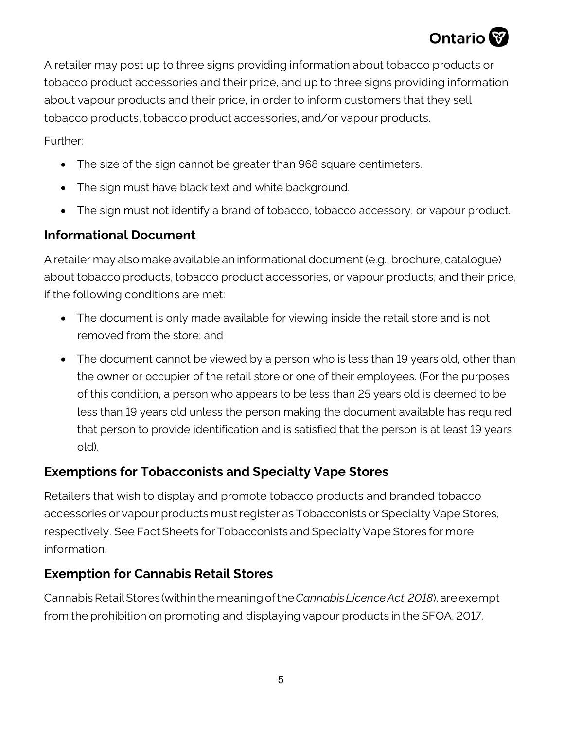A retailer may post up to three signs providing information about tobacco products or tobacco product accessories and their price, and up to three signs providing information about vapour products and their price, in order to inform customers that they sell tobacco products, tobacco product accessories, and/or vapour products.

Further:

- The size of the sign cannot be greater than 968 square centimeters.
- The sign must have black text and white background.
- The sign must not identify a brand of tobacco, tobacco accessory, or vapour product.

## Informational Document

A retailer may also make available an informational document (e.g., brochure, catalogue) about tobacco products, tobacco product accessories, or vapour products, and their price, if the following conditions are met:

- The document is only made available for viewing inside the retail store and is not removed from the store; and
- The document cannot be viewed by a person who is less than 19 years old, other than the owner or occupier of the retail store or one of their employees. (For the purposes of this condition, a person who appears to be less than 25 years old is deemed to be less than 19 years old unless the person making the document available has required that person to provide identification and is satisfied that the person is at least 19 years old).

## Exemptions for Tobacconists and Specialty Vape Stores

Retailers that wish to display and promote tobacco products and branded tobacco accessories or vapour products must register as Tobacconists or Specialty Vape Stores, respectively. See Fact Sheets for Tobacconists and Specialty Vape Stores for more information.

## Exemption for Cannabis Retail Stores

Cannabis Retail Stores (within the meaning of the *Cannabis Licence Act, 2018*), are exempt from the prohibition on promoting and displaying vapour products in the SFOA, 2017.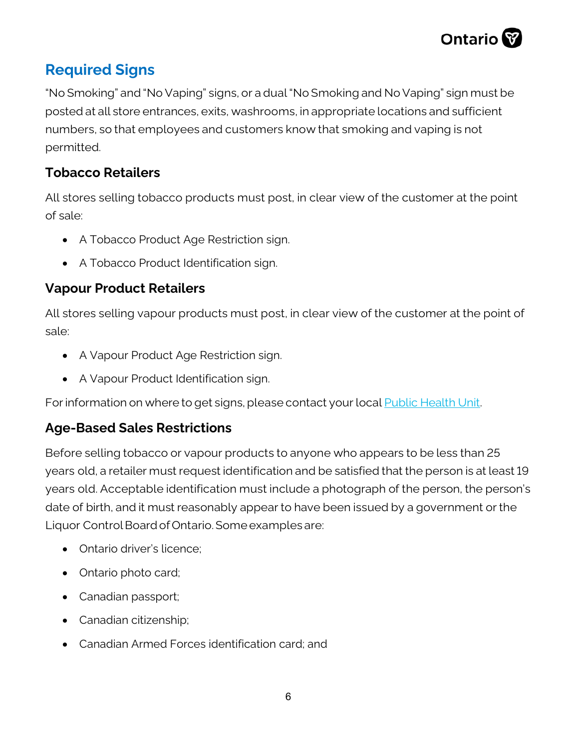## Required Signs

"No Smoking" and "No Vaping" signs, or a dual "No Smoking and No Vaping" sign must be posted at all store entrances, exits, washrooms, in appropriate locations and sufficient numbers, so that employees and customers know that smoking and vaping is not permitted.

### Tobacco Retailers

All stores selling tobacco products must post, in clear view of the customer at the point of sale:

- A Tobacco Product Age Restriction sign.
- A Tobacco Product Identification sign.

### Vapour Product Retailers

All stores selling vapour products must post, in clear view of the customer at the point of sale:

- A Vapour Product Age Restriction sign.
- A Vapour Product Identification sign.

For information on where to get signs, please contact your local Public Health Unit.

### Age-Based Sales Restrictions

Before selling tobacco or vapour products to anyone who appears to be less than 25 years old, a retailer must request identification and be satisfied that the person is at least 19 years old. Acceptable identification must include a photograph of the person, the person's date of birth, and it must reasonably appear to have been issued by a government or the Liquor Control Board of Ontario. Some examples are:

- Ontario driver's licence;
- Ontario photo card;
- Canadian passport;
- Canadian citizenship;
- Canadian Armed Forces identification card; and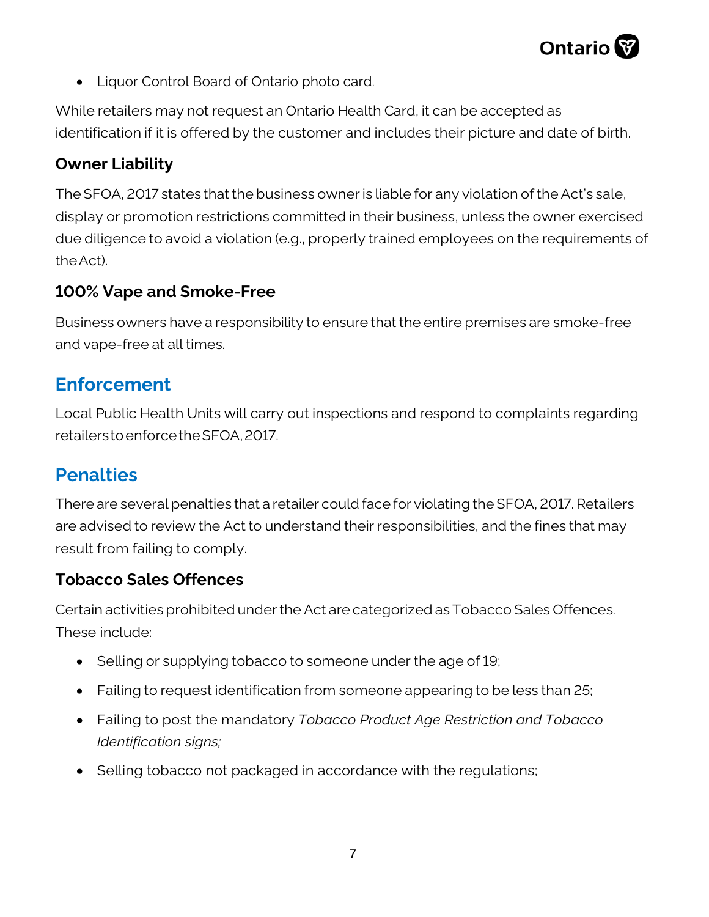- Liquor Control Board of Ontario photo card.

While retailers may not request an Ontario Health Card, it can be accepted as identification if it is offered by the customer and includes their picture and date of birth.

### Owner Liability

The SFOA, 2017 states that the business owner is liable for any violation of the Act's sale, display or promotion restrictions committed in their business, unless the owner exercised due diligence to avoid a violation (e.g., properly trained employees on the requirements of the Act).

### 100% Vape and Smoke-Free

Business owners have a responsibility to ensure that the entire premises are smoke-free and vape-free at all times.

## Enforcement

Local Public Health Units will carry out inspections and respond to complaints regarding retailers to enforce the SFOA, 2017.

## Penalties

There are several penalties that a retailer could face for violating the SFOA, 2017. Retailers are advised to review the Act to understand their responsibilities, and the fines that may result from failing to comply.

### Tobacco Sales Offences

Certain activities prohibited under the Act are categorized as Tobacco Sales Offences. These include:

- Selling or supplying tobacco to someone under the age of 19;
- Failing to request identification from someone appearing to be less than 25;
- Failing to post the mandatory *Tobacco Product Age Restriction and Tobacco Identification signs;*
- Selling tobacco not packaged in accordance with the regulations;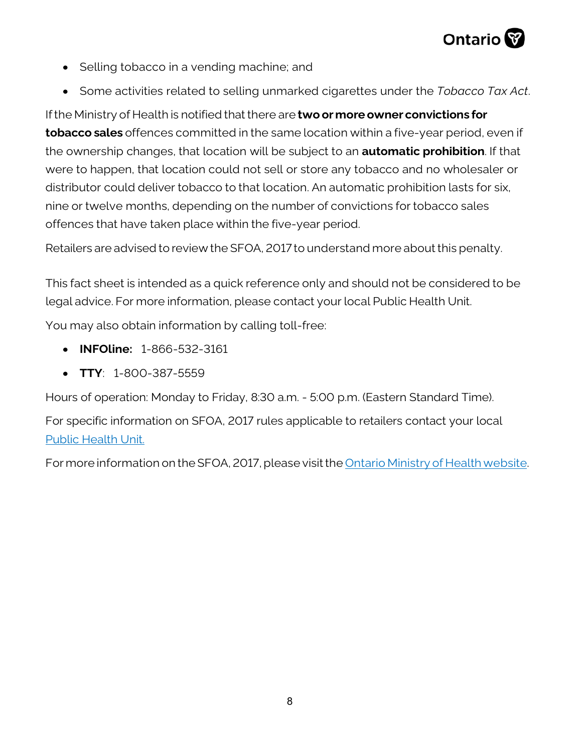- Selling tobacco in a vending machine; and
- Some activities related to selling unmarked cigarettes under the *Tobacco Tax Act*.

If the Ministry of Health is notified that there are **two or more owner convictions for tobacco sales** offences committed in the same location within a five-year period, even if the ownership changes, that location will be subject to an **automatic prohibition**. If that were to happen, that location could not sell or store any tobacco and no wholesaler or distributor could deliver tobacco to that location. An automatic prohibition lasts for six, nine or twelve months, depending on the number of convictions for tobacco sales offences that have taken place within the five-year period.

Retailers are advised to review the SFOA, 2017 to understand more about this penalty.

This fact sheet is intended as a quick reference only and should not be considered to be legal advice. For more information, please contact your local Public Health Unit.

You may also obtain information by calling toll-free:

- **INFOline:** 1-866-532-3161
- **TTY**: 1-800-387-5559

Hours of operation: Monday to Friday, 8:30 a.m. - 5:00 p.m. (Eastern Standard Time).

For specific information on SFOA, 2017 rules applicable to retailers contact your local [Public Health Unit.]()

For more information on the SFOA, 2017, please visit the [Ontario Ministry of Health website]().